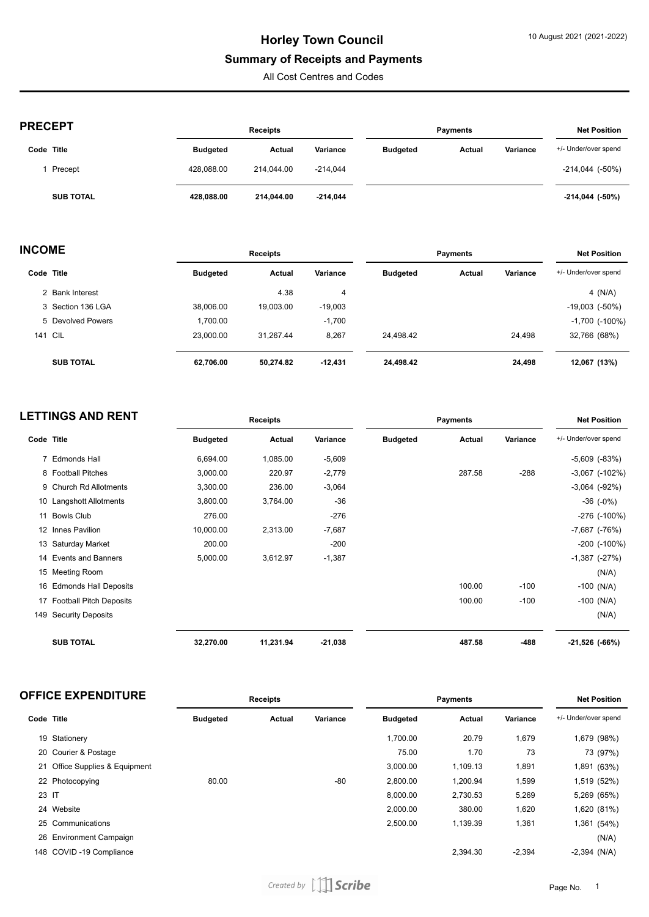# Horley Town Council

## Summary of Receipts and Payments

All Cost Centres and Codes

10 August 2021 (2021-2022)

## PRECEPT

| Code | Title | Receipts Budgeted | Receipts Actual | Receipts Variance | Payments Budgeted | Payments Actual | Payments Variance | Net Position +/- Under/over spend |
|---|---|---|---|---|---|---|---|---|
| 1 | Precept | 428,088.00 | 214,044.00 | -214,044 | | | | -214,044 (-50%) |
| | **SUB TOTAL** | **428,088.00** | **214,044.00** | **-214,044** | | | | **-214,044 (-50%)** |

## INCOME

| Code | Title | Receipts Budgeted | Receipts Actual | Receipts Variance | Payments Budgeted | Payments Actual | Payments Variance | Net Position +/- Under/over spend |
|---|---|---|---|---|---|---|---|---|
| 2 | Bank Interest | | 4.38 | 4 | | | | 4 (N/A) |
| 3 | Section 136 LGA | 38,006.00 | 19,003.00 | -19,003 | | | | -19,003 (-50%) |
| 5 | Devolved Powers | 1,700.00 | | -1,700 | | | | -1,700 (-100%) |
| 141 | CIL | 23,000.00 | 31,267.44 | 8,267 | 24,498.42 | | 24,498 | 32,766 (68%) |
| | **SUB TOTAL** | **62,706.00** | **50,274.82** | **-12,431** | **24,498.42** | | **24,498** | **12,067 (13%)** |

## LETTINGS AND RENT

| Code | Title | Receipts Budgeted | Receipts Actual | Receipts Variance | Payments Budgeted | Payments Actual | Payments Variance | Net Position +/- Under/over spend |
|---|---|---|---|---|---|---|---|---|
| 7 | Edmonds Hall | 6,694.00 | 1,085.00 | -5,609 | | | | -5,609 (-83%) |
| 8 | Football Pitches | 3,000.00 | 220.97 | -2,779 | | 287.58 | -288 | -3,067 (-102%) |
| 9 | Church Rd Allotments | 3,300.00 | 236.00 | -3,064 | | | | -3,064 (-92%) |
| 10 | Langshott Allotments | 3,800.00 | 3,764.00 | -36 | | | | -36 (-0%) |
| 11 | Bowls Club | 276.00 | | -276 | | | | -276 (-100%) |
| 12 | Innes Pavilion | 10,000.00 | 2,313.00 | -7,687 | | | | -7,687 (-76%) |
| 13 | Saturday Market | 200.00 | | -200 | | | | -200 (-100%) |
| 14 | Events and Banners | 5,000.00 | 3,612.97 | -1,387 | | | | -1,387 (-27%) |
| 15 | Meeting Room | | | | | | | (N/A) |
| 16 | Edmonds Hall Deposits | | | | | 100.00 | -100 | -100 (N/A) |
| 17 | Football Pitch Deposits | | | | | 100.00 | -100 | -100 (N/A) |
| 149 | Security Deposits | | | | | | | (N/A) |
| | **SUB TOTAL** | **32,270.00** | **11,231.94** | **-21,038** | | **487.58** | **-488** | **-21,526 (-66%)** |

## OFFICE EXPENDITURE

| Code | Title | Receipts Budgeted | Receipts Actual | Receipts Variance | Payments Budgeted | Payments Actual | Payments Variance | Net Position +/- Under/over spend |
|---|---|---|---|---|---|---|---|---|
| 19 | Stationery | | | | 1,700.00 | 20.79 | 1,679 | 1,679 (98%) |
| 20 | Courier & Postage | | | | 75.00 | 1.70 | 73 | 73 (97%) |
| 21 | Office Supplies & Equipment | | | | 3,000.00 | 1,109.13 | 1,891 | 1,891 (63%) |
| 22 | Photocopying | 80.00 | | -80 | 2,800.00 | 1,200.94 | 1,599 | 1,519 (52%) |
| 23 | IT | | | | 8,000.00 | 2,730.53 | 5,269 | 5,269 (65%) |
| 24 | Website | | | | 2,000.00 | 380.00 | 1,620 | 1,620 (81%) |
| 25 | Communications | | | | 2,500.00 | 1,139.39 | 1,361 | 1,361 (54%) |
| 26 | Environment Campaign | | | | | | | (N/A) |
| 148 | COVID -19 Compliance | | | | | 2,394.30 | -2,394 | -2,394 (N/A) |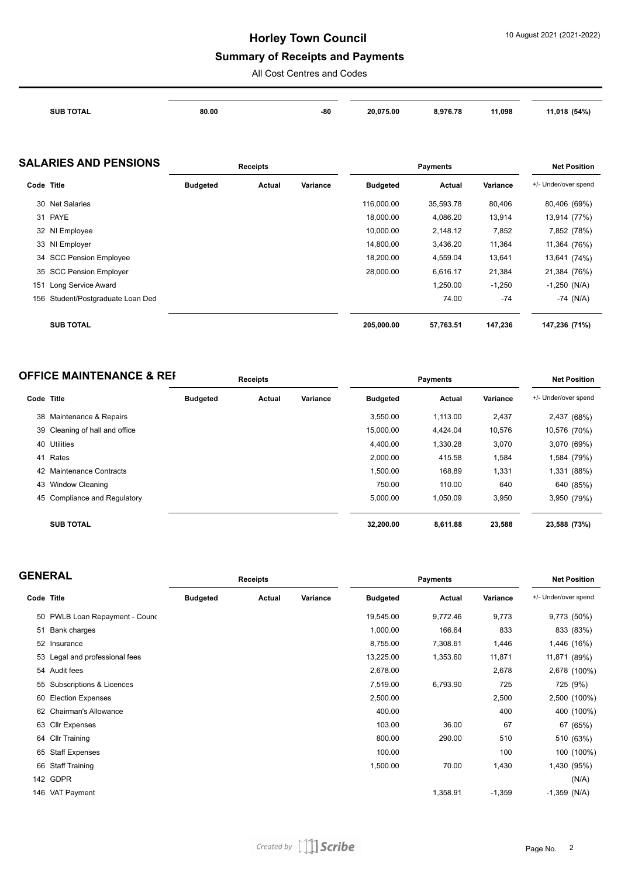| | | Receipts | | | Payments | | | Net Position |
|---|---|---|---|---|---|---|---|---|
| | **SUB TOTAL** | **80.00** | | **-80** | **20,075.00** | **8,976.78** | **11,098** | **11,018 (54%)** |

## SALARIES AND PENSIONS

| Code | Title | Receipts Budgeted | Receipts Actual | Receipts Variance | Payments Budgeted | Payments Actual | Payments Variance | Net Position +/- Under/over spend |
|---|---|---|---|---|---|---|---|---|
| 30 | Net Salaries | | | | 116,000.00 | 35,593.78 | 80,406 | 80,406 (69%) |
| 31 | PAYE | | | | 18,000.00 | 4,086.20 | 13,914 | 13,914 (77%) |
| 32 | NI Employee | | | | 10,000.00 | 2,148.12 | 7,852 | 7,852 (78%) |
| 33 | NI Employer | | | | 14,800.00 | 3,436.20 | 11,364 | 11,364 (76%) |
| 34 | SCC Pension Employee | | | | 18,200.00 | 4,559.04 | 13,641 | 13,641 (74%) |
| 35 | SCC Pension Employer | | | | 28,000.00 | 6,616.17 | 21,384 | 21,384 (76%) |
| 151 | Long Service Award | | | | | 1,250.00 | -1,250 | -1,250 (N/A) |
| 156 | Student/Postgraduate Loan Ded | | | | | 74.00 | -74 | -74 (N/A) |
| | **SUB TOTAL** | | | | **205,000.00** | **57,763.51** | **147,236** | **147,236 (71%)** |

## OFFICE MAINTENANCE & REI

| Code | Title | Receipts Budgeted | Receipts Actual | Receipts Variance | Payments Budgeted | Payments Actual | Payments Variance | Net Position +/- Under/over spend |
|---|---|---|---|---|---|---|---|---|
| 38 | Maintenance & Repairs | | | | 3,550.00 | 1,113.00 | 2,437 | 2,437 (68%) |
| 39 | Cleaning of hall and office | | | | 15,000.00 | 4,424.04 | 10,576 | 10,576 (70%) |
| 40 | Utilities | | | | 4,400.00 | 1,330.28 | 3,070 | 3,070 (69%) |
| 41 | Rates | | | | 2,000.00 | 415.58 | 1,584 | 1,584 (79%) |
| 42 | Maintenance Contracts | | | | 1,500.00 | 168.89 | 1,331 | 1,331 (88%) |
| 43 | Window Cleaning | | | | 750.00 | 110.00 | 640 | 640 (85%) |
| 45 | Compliance and Regulatory | | | | 5,000.00 | 1,050.09 | 3,950 | 3,950 (79%) |
| | **SUB TOTAL** | | | | **32,200.00** | **8,611.88** | **23,588** | **23,588 (73%)** |

## GENERAL

| Code | Title | Receipts Budgeted | Receipts Actual | Receipts Variance | Payments Budgeted | Payments Actual | Payments Variance | Net Position +/- Under/over spend |
|---|---|---|---|---|---|---|---|---|
| 50 | PWLB Loan Repayment - Counc | | | | 19,545.00 | 9,772.46 | 9,773 | 9,773 (50%) |
| 51 | Bank charges | | | | 1,000.00 | 166.64 | 833 | 833 (83%) |
| 52 | Insurance | | | | 8,755.00 | 7,308.61 | 1,446 | 1,446 (16%) |
| 53 | Legal and professional fees | | | | 13,225.00 | 1,353.60 | 11,871 | 11,871 (89%) |
| 54 | Audit fees | | | | 2,678.00 | | 2,678 | 2,678 (100%) |
| 55 | Subscriptions & Licences | | | | 7,519.00 | 6,793.90 | 725 | 725 (9%) |
| 60 | Election Expenses | | | | 2,500.00 | | 2,500 | 2,500 (100%) |
| 62 | Chairman's Allowance | | | | 400.00 | | 400 | 400 (100%) |
| 63 | Cllr Expenses | | | | 103.00 | 36.00 | 67 | 67 (65%) |
| 64 | Cllr Training | | | | 800.00 | 290.00 | 510 | 510 (63%) |
| 65 | Staff Expenses | | | | 100.00 | | 100 | 100 (100%) |
| 66 | Staff Training | | | | 1,500.00 | 70.00 | 1,430 | 1,430 (95%) |
| 142 | GDPR | | | | | | | (N/A) |
| 146 | VAT Payment | | | | | 1,358.91 | -1,359 | -1,359 (N/A) |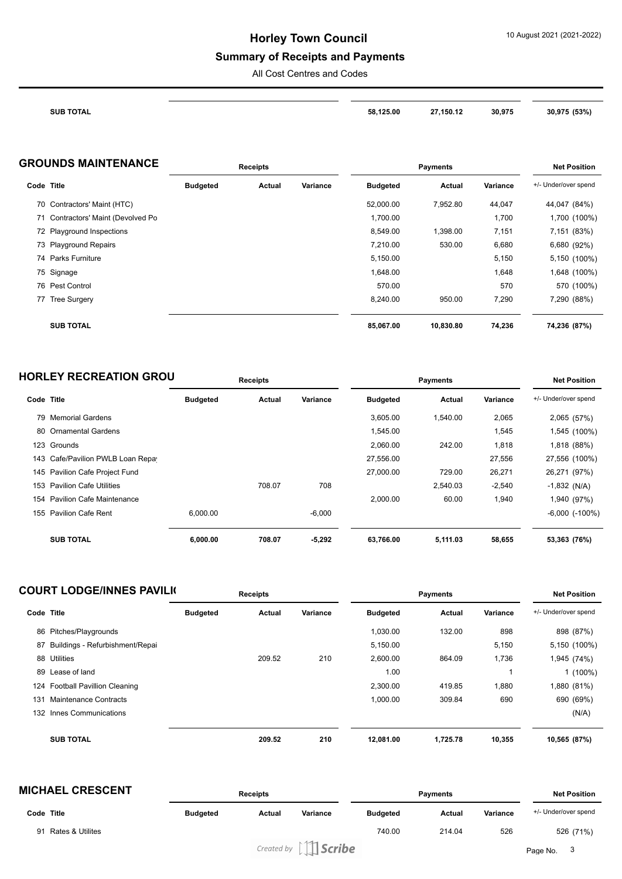| | | Receipts | | | Payments | | | Net Position |
|---|---|---|---|---|---|---|---|---|
| | SUB TOTAL | | | | 58,125.00 | 27,150.12 | 30,975 | 30,975 (53%) |

## GROUNDS MAINTENANCE

| | | Receipts | | | Payments | | | Net Position |
|---|---|---|---|---|---|---|---|---|
| Code | Title | Budgeted | Actual | Variance | Budgeted | Actual | Variance | +/- Under/over spend |
| 70 | Contractors' Maint (HTC) | | | | 52,000.00 | 7,952.80 | 44,047 | 44,047 (84%) |
| 71 | Contractors' Maint (Devolved Po | | | | 1,700.00 | | 1,700 | 1,700 (100%) |
| 72 | Playground Inspections | | | | 8,549.00 | 1,398.00 | 7,151 | 7,151 (83%) |
| 73 | Playground Repairs | | | | 7,210.00 | 530.00 | 6,680 | 6,680 (92%) |
| 74 | Parks Furniture | | | | 5,150.00 | | 5,150 | 5,150 (100%) |
| 75 | Signage | | | | 1,648.00 | | 1,648 | 1,648 (100%) |
| 76 | Pest Control | | | | 570.00 | | 570 | 570 (100%) |
| 77 | Tree Surgery | | | | 8,240.00 | 950.00 | 7,290 | 7,290 (88%) |
| | SUB TOTAL | | | | 85,067.00 | 10,830.80 | 74,236 | 74,236 (87%) |

## HORLEY RECREATION GROU

| | | Receipts | | | Payments | | | Net Position |
|---|---|---|---|---|---|---|---|---|
| Code | Title | Budgeted | Actual | Variance | Budgeted | Actual | Variance | +/- Under/over spend |
| 79 | Memorial Gardens | | | | 3,605.00 | 1,540.00 | 2,065 | 2,065 (57%) |
| 80 | Ornamental Gardens | | | | 1,545.00 | | 1,545 | 1,545 (100%) |
| 123 | Grounds | | | | 2,060.00 | 242.00 | 1,818 | 1,818 (88%) |
| 143 | Cafe/Pavilion PWLB Loan Repa | | | | 27,556.00 | | 27,556 | 27,556 (100%) |
| 145 | Pavilion Cafe Project Fund | | | | 27,000.00 | 729.00 | 26,271 | 26,271 (97%) |
| 153 | Pavilion Cafe Utilities | | 708.07 | 708 | | 2,540.03 | -2,540 | -1,832 (N/A) |
| 154 | Pavilion Cafe Maintenance | | | | 2,000.00 | 60.00 | 1,940 | 1,940 (97%) |
| 155 | Pavilion Cafe Rent | 6,000.00 | | -6,000 | | | | -6,000 (-100%) |
| | SUB TOTAL | 6,000.00 | 708.07 | -5,292 | 63,766.00 | 5,111.03 | 58,655 | 53,363 (76%) |

## COURT LODGE/INNES PAVILI

| | | Receipts | | | Payments | | | Net Position |
|---|---|---|---|---|---|---|---|---|
| Code | Title | Budgeted | Actual | Variance | Budgeted | Actual | Variance | +/- Under/over spend |
| 86 | Pitches/Playgrounds | | | | 1,030.00 | 132.00 | 898 | 898 (87%) |
| 87 | Buildings - Refurbishment/Repai | | | | 5,150.00 | | 5,150 | 5,150 (100%) |
| 88 | Utilities | | 209.52 | 210 | 2,600.00 | 864.09 | 1,736 | 1,945 (74%) |
| 89 | Lease of land | | | | 1.00 | | 1 | 1 (100%) |
| 124 | Football Pavillion Cleaning | | | | 2,300.00 | 419.85 | 1,880 | 1,880 (81%) |
| 131 | Maintenance Contracts | | | | 1,000.00 | 309.84 | 690 | 690 (69%) |
| 132 | Innes Communications | | | | | | | (N/A) |
| | SUB TOTAL | | 209.52 | 210 | 12,081.00 | 1,725.78 | 10,355 | 10,565 (87%) |

## MICHAEL CRESCENT

| | | Receipts | | | Payments | | | Net Position |
|---|---|---|---|---|---|---|---|---|
| Code | Title | Budgeted | Actual | Variance | Budgeted | Actual | Variance | +/- Under/over spend |
| 91 | Rates & Utilites | | | | 740.00 | 214.04 | 526 | 526 (71%) |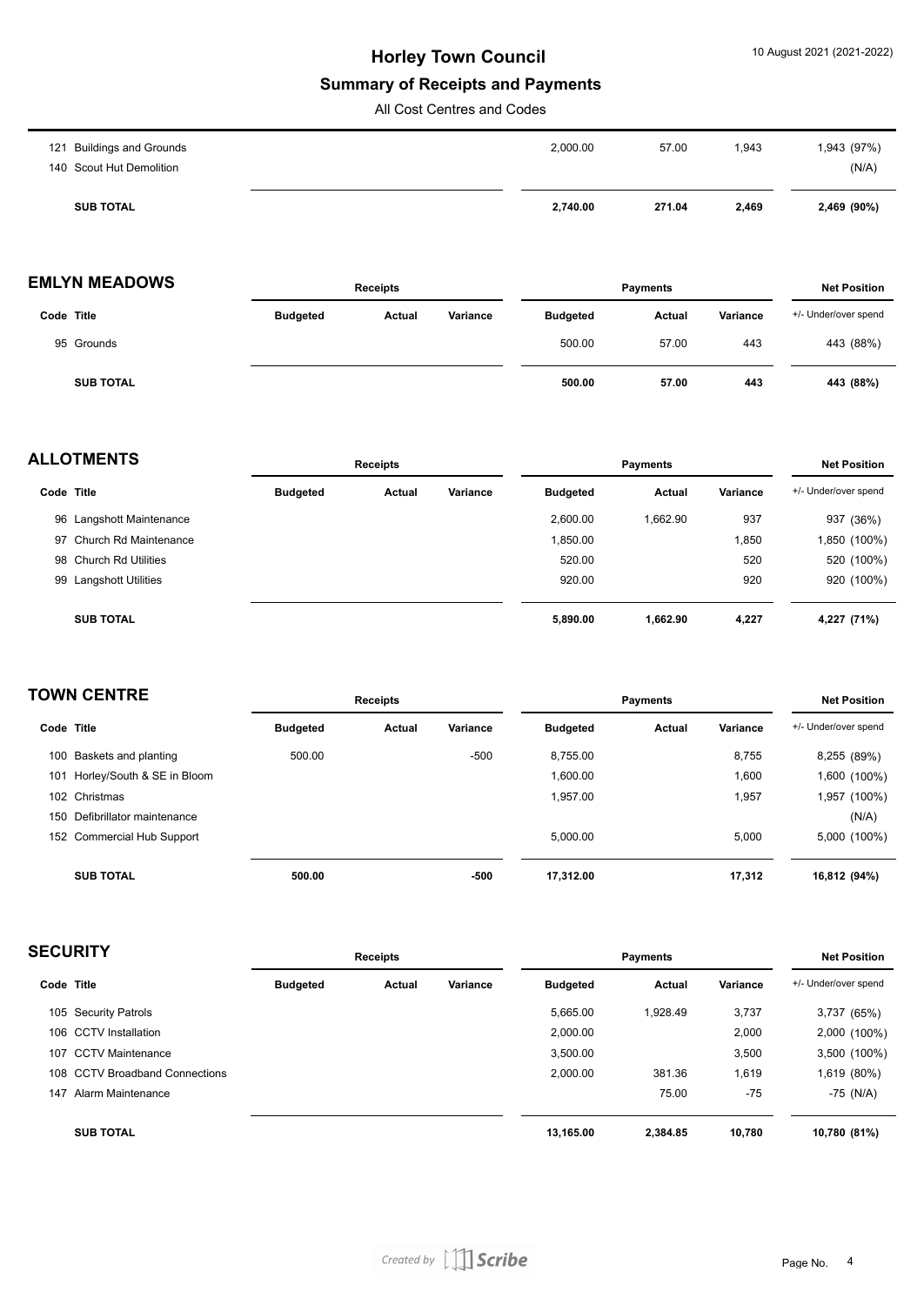# Horley Town Council

## Summary of Receipts and Payments

All Cost Centres and Codes

| Code | Title | Receipts Budgeted | Receipts Actual | Receipts Variance | Payments Budgeted | Payments Actual | Payments Variance | Net Position +/- Under/over spend |
|---|---|---|---|---|---|---|---|---|
| 121 | Buildings and Grounds | | | | 2,000.00 | 57.00 | 1,943 | 1,943 (97%) |
| 140 | Scout Hut Demolition | | | | | | | (N/A) |
| | **SUB TOTAL** | | | | **2,740.00** | **271.04** | **2,469** | **2,469 (90%)** |

### EMLYN MEADOWS

| | | Receipts | | | Payments | | | Net Position |
|---|---|---|---|---|---|---|---|---|
| **Code** | **Title** | **Budgeted** | **Actual** | **Variance** | **Budgeted** | **Actual** | **Variance** | +/- Under/over spend |
| 95 | Grounds | | | | 500.00 | 57.00 | 443 | 443 (88%) |
| | **SUB TOTAL** | | | | **500.00** | **57.00** | **443** | **443 (88%)** |

### ALLOTMENTS

| | | Receipts | | | Payments | | | Net Position |
|---|---|---|---|---|---|---|---|---|
| **Code** | **Title** | **Budgeted** | **Actual** | **Variance** | **Budgeted** | **Actual** | **Variance** | +/- Under/over spend |
| 96 | Langshott Maintenance | | | | 2,600.00 | 1,662.90 | 937 | 937 (36%) |
| 97 | Church Rd Maintenance | | | | 1,850.00 | | 1,850 | 1,850 (100%) |
| 98 | Church Rd Utilities | | | | 520.00 | | 520 | 520 (100%) |
| 99 | Langshott Utilities | | | | 920.00 | | 920 | 920 (100%) |
| | **SUB TOTAL** | | | | **5,890.00** | **1,662.90** | **4,227** | **4,227 (71%)** |

### TOWN CENTRE

| | | Receipts | | | Payments | | | Net Position |
|---|---|---|---|---|---|---|---|---|
| **Code** | **Title** | **Budgeted** | **Actual** | **Variance** | **Budgeted** | **Actual** | **Variance** | +/- Under/over spend |
| 100 | Baskets and planting | 500.00 | | -500 | 8,755.00 | | 8,755 | 8,255 (89%) |
| 101 | Horley/South & SE in Bloom | | | | 1,600.00 | | 1,600 | 1,600 (100%) |
| 102 | Christmas | | | | 1,957.00 | | 1,957 | 1,957 (100%) |
| 150 | Defibrillator maintenance | | | | | | | (N/A) |
| 152 | Commercial Hub Support | | | | 5,000.00 | | 5,000 | 5,000 (100%) |
| | **SUB TOTAL** | **500.00** | | **-500** | **17,312.00** | | **17,312** | **16,812 (94%)** |

### SECURITY

| | | Receipts | | | Payments | | | Net Position |
|---|---|---|---|---|---|---|---|---|
| **Code** | **Title** | **Budgeted** | **Actual** | **Variance** | **Budgeted** | **Actual** | **Variance** | +/- Under/over spend |
| 105 | Security Patrols | | | | 5,665.00 | 1,928.49 | 3,737 | 3,737 (65%) |
| 106 | CCTV Installation | | | | 2,000.00 | | 2,000 | 2,000 (100%) |
| 107 | CCTV Maintenance | | | | 3,500.00 | | 3,500 | 3,500 (100%) |
| 108 | CCTV Broadband Connections | | | | 2,000.00 | 381.36 | 1,619 | 1,619 (80%) |
| 147 | Alarm Maintenance | | | | | 75.00 | -75 | -75 (N/A) |
| | **SUB TOTAL** | | | | **13,165.00** | **2,384.85** | **10,780** | **10,780 (81%)** |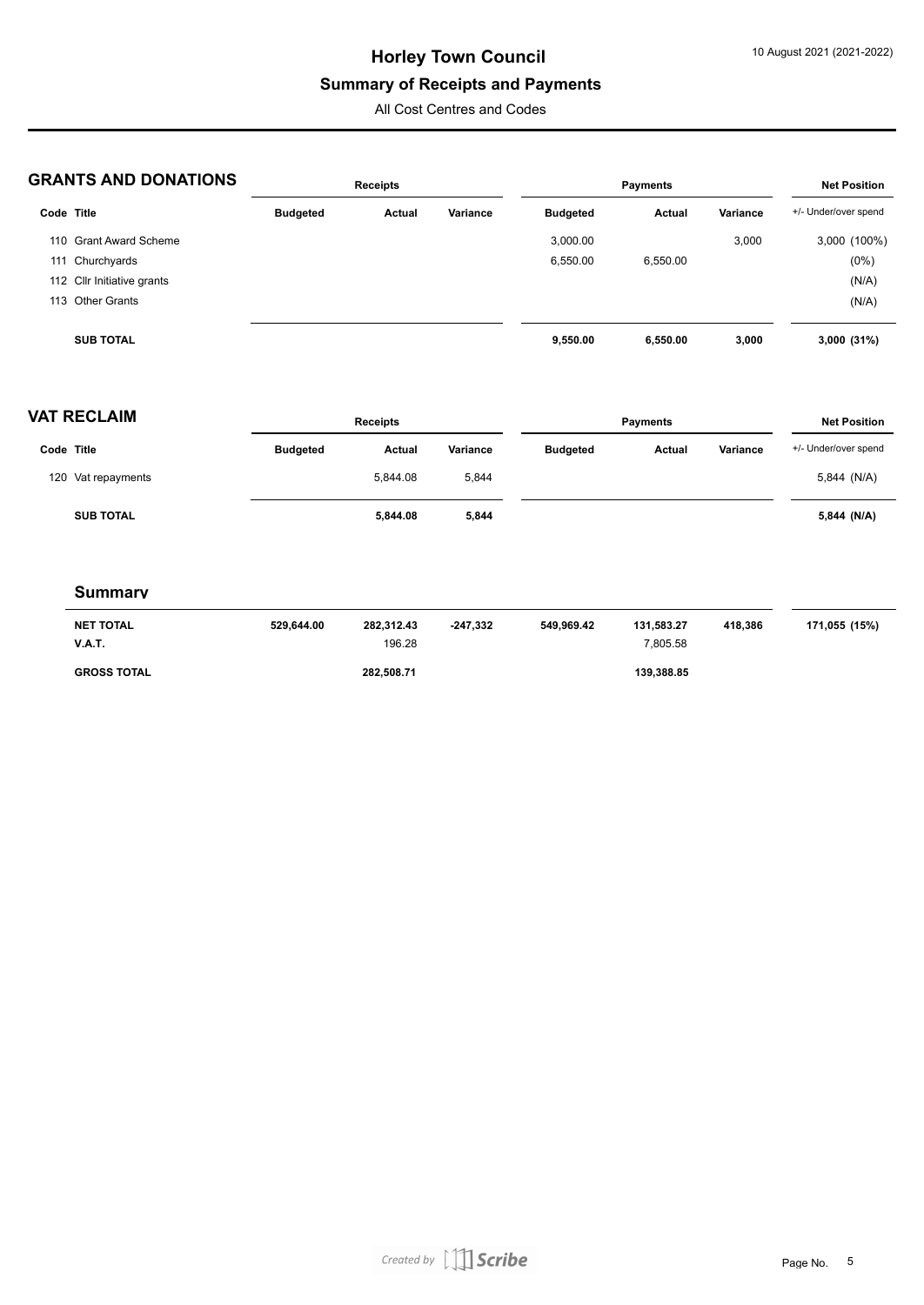# Horley Town Council

## Summary of Receipts and Payments

All Cost Centres and Codes

### GRANTS AND DONATIONS

| | | Receipts | | | Payments | | | Net Position |
|---|---|---|---|---|---|---|---|---|
| Code | Title | Budgeted | Actual | Variance | Budgeted | Actual | Variance | +/- Under/over spend |
| 110 | Grant Award Scheme | | | | 3,000.00 | | 3,000 | 3,000 (100%) |
| 111 | Churchyards | | | | 6,550.00 | 6,550.00 | | (0%) |
| 112 | Cllr Initiative grants | | | | | | | (N/A) |
| 113 | Other Grants | | | | | | | (N/A) |
| | **SUB TOTAL** | | | | **9,550.00** | **6,550.00** | **3,000** | **3,000 (31%)** |

### VAT RECLAIM

| | | Receipts | | | Payments | | | Net Position |
|---|---|---|---|---|---|---|---|---|
| Code | Title | Budgeted | Actual | Variance | Budgeted | Actual | Variance | +/- Under/over spend |
| 120 | Vat repayments | | 5,844.08 | 5,844 | | | | 5,844 (N/A) |
| | **SUB TOTAL** | | **5,844.08** | **5,844** | | | | **5,844 (N/A)** |

### Summary

| | Receipts Budgeted | Receipts Actual | Receipts Variance | Payments Budgeted | Payments Actual | Payments Variance | Net Position |
|---|---|---|---|---|---|---|---|
| **NET TOTAL** | **529,644.00** | **282,312.43** | **-247,332** | **549,969.42** | **131,583.27** | **418,386** | **171,055 (15%)** |
| **V.A.T.** | | 196.28 | | | 7,805.58 | | |
| **GROSS TOTAL** | | **282,508.71** | | | **139,388.85** | | |

*Created by Scribe*